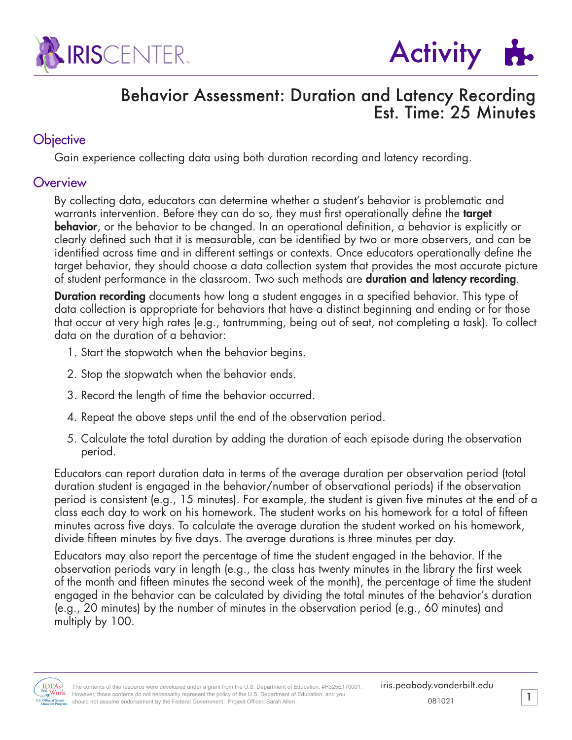# Behavior Assessment: Duration and Latency Recording

Est. Time: 25 Minutes

## Objective

Gain experience collecting data using both duration recording and latency recording.

## Overview

By collecting data, educators can determine whether a student's behavior is problematic and warrants intervention. Before they can do so, they must first operationally define the **target behavior**, or the behavior to be changed. In an operational definition, a behavior is explicitly or clearly defined such that it is measurable, can be identified by two or more observers, and can be identified across time and in different settings or contexts. Once educators operationally define the target behavior, they should choose a data collection system that provides the most accurate picture of student performance in the classroom. Two such methods are **duration and latency recording**.

**Duration recording** documents how long a student engages in a specified behavior. This type of data collection is appropriate for behaviors that have a distinct beginning and ending or for those that occur at very high rates (e.g., tantrumming, being out of seat, not completing a task). To collect data on the duration of a behavior:

1. Start the stopwatch when the behavior begins.
2. Stop the stopwatch when the behavior ends.
3. Record the length of time the behavior occurred.
4. Repeat the above steps until the end of the observation period.
5. Calculate the total duration by adding the duration of each episode during the observation period.

Educators can report duration data in terms of the average duration per observation period (total duration student is engaged in the behavior/number of observational periods) if the observation period is consistent (e.g., 15 minutes). For example, the student is given five minutes at the end of a class each day to work on his homework. The student works on his homework for a total of fifteen minutes across five days. To calculate the average duration the student worked on his homework, divide fifteen minutes by five days. The average durations is three minutes per day.

Educators may also report the percentage of time the student engaged in the behavior. If the observation periods vary in length (e.g., the class has twenty minutes in the library the first week of the month and fifteen minutes the second week of the month), the percentage of time the student engaged in the behavior can be calculated by dividing the total minutes of the behavior's duration (e.g., 20 minutes) by the number of minutes in the observation period (e.g., 60 minutes) and multiply by 100.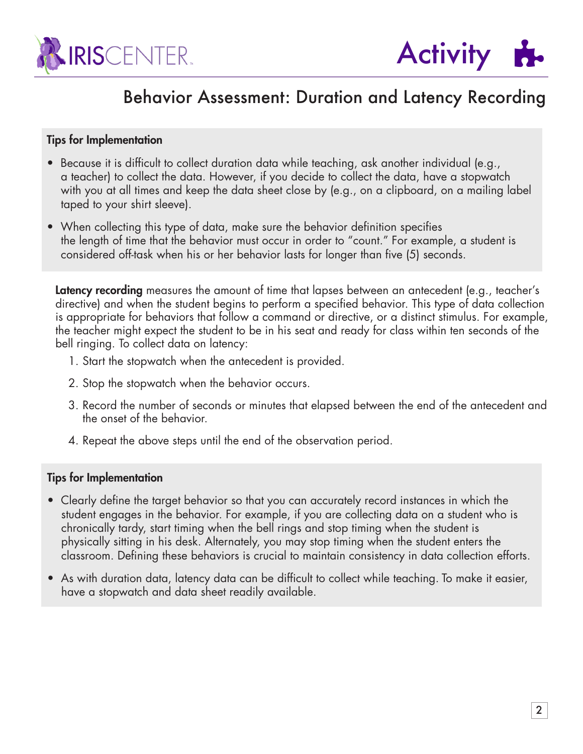#### Tips for Implementation

- Because it is difficult to collect duration data while teaching, ask another individual (e.g., a teacher) to collect the data. However, if you decide to collect the data, have a stopwatch with you at all times and keep the data sheet close by (e.g., on a clipboard, on a mailing label taped to your shirt sleeve).
- When collecting this type of data, make sure the behavior definition specifies the length of time that the behavior must occur in order to "count." For example, a student is considered off-task when his or her behavior lasts for longer than five (5) seconds.

**Latency recording** measures the amount of time that lapses between an antecedent (e.g., teacher's directive) and when the student begins to perform a specified behavior. This type of data collection is appropriate for behaviors that follow a command or directive, or a distinct stimulus. For example, the teacher might expect the student to be in his seat and ready for class within ten seconds of the bell ringing. To collect data on latency:

1. Start the stopwatch when the antecedent is provided.
2. Stop the stopwatch when the behavior occurs.
3. Record the number of seconds or minutes that elapsed between the end of the antecedent and the onset of the behavior.
4. Repeat the above steps until the end of the observation period.

#### Tips for Implementation

- Clearly define the target behavior so that you can accurately record instances in which the student engages in the behavior. For example, if you are collecting data on a student who is chronically tardy, start timing when the bell rings and stop timing when the student is physically sitting in his desk. Alternately, you may stop timing when the student enters the classroom. Defining these behaviors is crucial to maintain consistency in data collection efforts.
- As with duration data, latency data can be difficult to collect while teaching. To make it easier, have a stopwatch and data sheet readily available.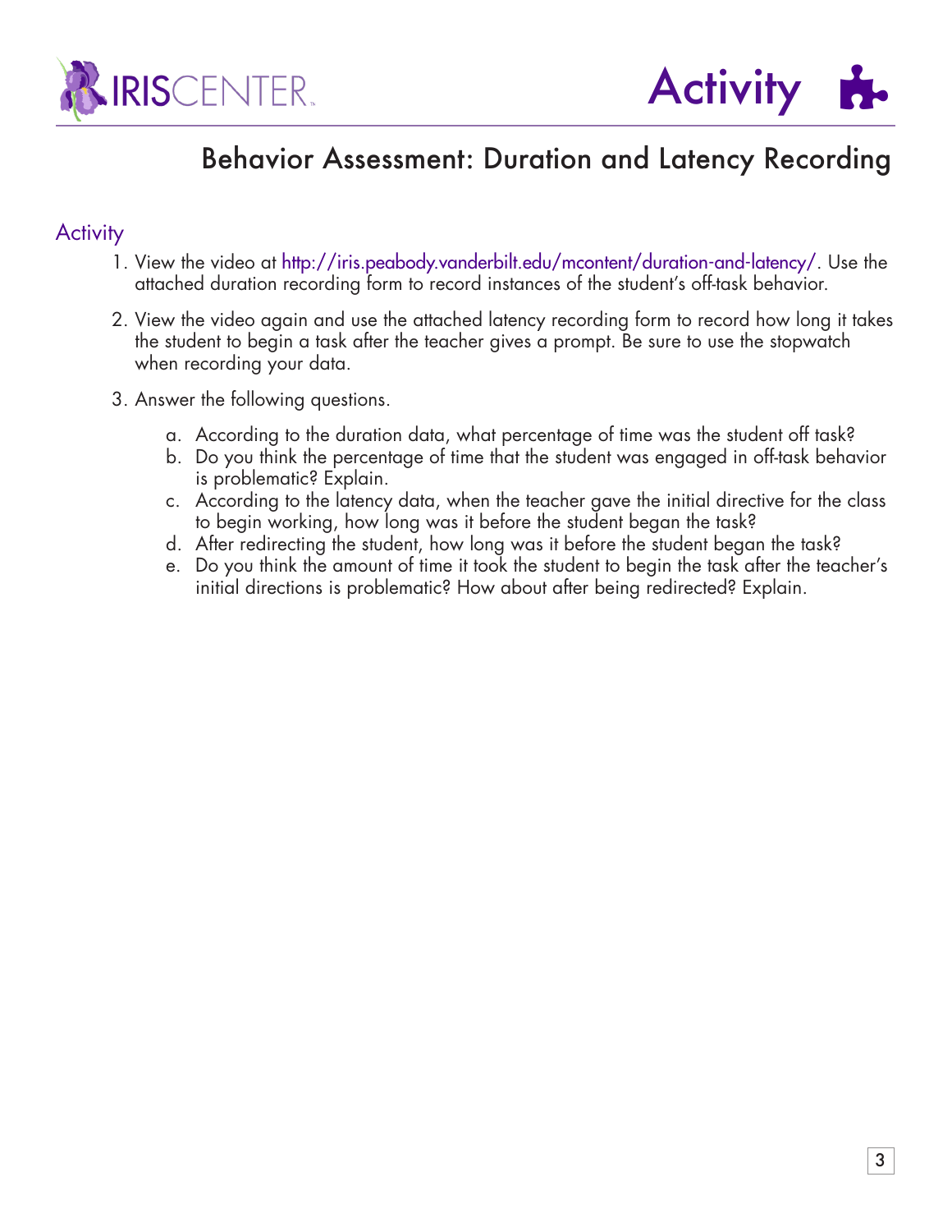# Behavior Assessment: Duration and Latency Recording

## Activity

1. View the video at http://iris.peabody.vanderbilt.edu/mcontent/duration-and-latency/. Use the attached duration recording form to record instances of the student's off-task behavior.

2. View the video again and use the attached latency recording form to record how long it takes the student to begin a task after the teacher gives a prompt. Be sure to use the stopwatch when recording your data.

3. Answer the following questions.

    a. According to the duration data, what percentage of time was the student off task?
    b. Do you think the percentage of time that the student was engaged in off-task behavior is problematic? Explain.
    c. According to the latency data, when the teacher gave the initial directive for the class to begin working, how long was it before the student began the task?
    d. After redirecting the student, how long was it before the student began the task?
    e. Do you think the amount of time it took the student to begin the task after the teacher's initial directions is problematic? How about after being redirected? Explain.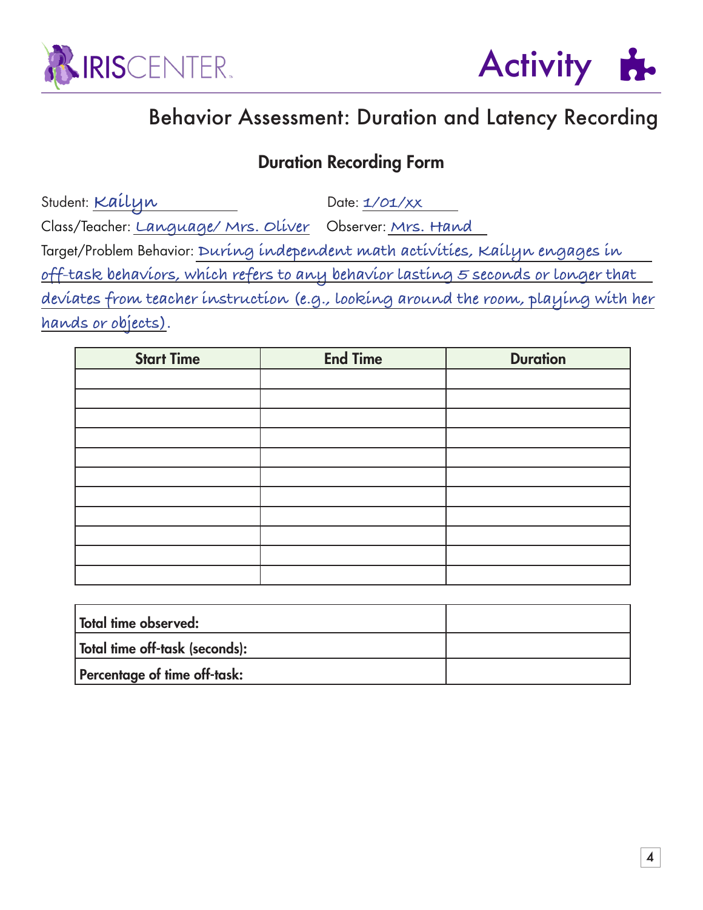# Behavior Assessment: Duration and Latency Recording

## Duration Recording Form

Student: Kailyn Date: 1/01/xx

Class/Teacher: Language/ Mrs. Oliver Observer: Mrs. Hand

Target/Problem Behavior: During independent math activities, Kailyn engages in off-task behaviors, which refers to any behavior lasting 5 seconds or longer that deviates from teacher instruction (e.g., looking around the room, playing with her hands or objects).

| Start Time | End Time | Duration |
|---|---|---|
| | | |
| | | |
| | | |
| | | |
| | | |
| | | |
| | | |
| | | |
| | | |
| | | |
| | | |

| | |
|---|---|
| **Total time observed:** | |
| **Total time off-task (seconds):** | |
| **Percentage of time off-task:** | |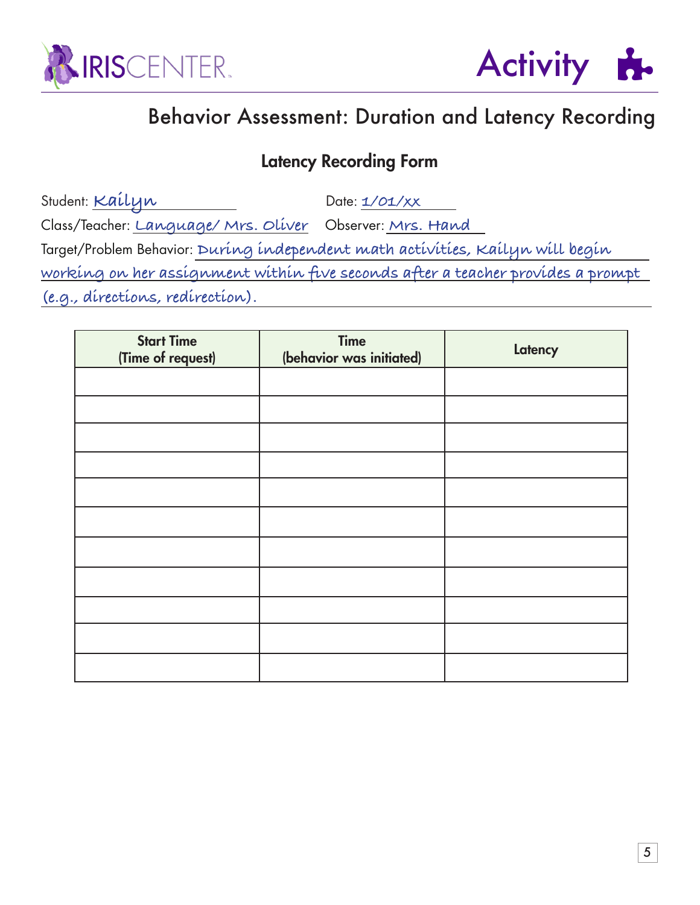IRISCENTER

# Activity

## Behavior Assessment: Duration and Latency Recording

### Latency Recording Form

Student: Kailyn Date: 1/01/xx

Class/Teacher: Language/ Mrs. Oliver Observer: Mrs. Hand

Target/Problem Behavior: During independent math activities, Kailyn will begin working on her assignment within five seconds after a teacher provides a prompt (e.g., directions, redirection).

| Start Time (Time of request) | Time (behavior was initiated) | Latency |
|---|---|---|
| | | |
| | | |
| | | |
| | | |
| | | |
| | | |
| | | |
| | | |
| | | |
| | | |
| | | |